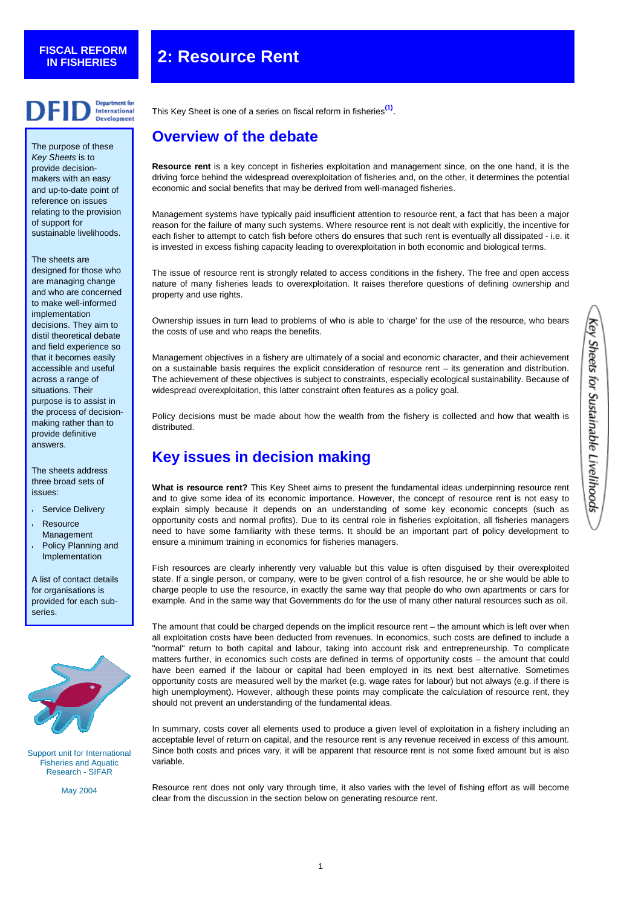**FISCAL REFORM IN FISHERIES**

# 2: Resource Rent

The purpose of these *Key Sheets* is to provide decision-makers with an easy and up-to-date point of reference on issues relating to the provision of support for sustainable livelihoods.

The sheets are designed for those who are managing change and who are concerned to make well-informed implementation decisions. They aim to distil theoretical debate and field experience so that it becomes easily accessible and useful across a range of situations. Their purpose is to assist in the process of decision-making rather than to provide definitive answers.

The sheets address three broad sets of issues:

- Service Delivery
- Resource Management
- Policy Planning and Implementation

A list of contact details for organisations is provided for each sub-series.

Support unit for International Fisheries and Aquatic Research - SIFAR

May 2004

*Key Sheets for Sustainable Livelihoods*

This Key Sheet is one of a series on fiscal reform in fisheries[(1)].

## Overview of the debate

**Resource rent** is a key concept in fisheries exploitation and management since, on the one hand, it is the driving force behind the widespread overexploitation of fisheries and, on the other, it determines the potential economic and social benefits that may be derived from well-managed fisheries.

Management systems have typically paid insufficient attention to resource rent, a fact that has been a major reason for the failure of many such systems. Where resource rent is not dealt with explicitly, the incentive for each fisher to attempt to catch fish before others do ensures that such rent is eventually all dissipated - i.e. it is invested in excess fishing capacity leading to overexploitation in both economic and biological terms.

The issue of resource rent is strongly related to access conditions in the fishery. The free and open access nature of many fisheries leads to overexploitation. It raises therefore questions of defining ownership and property and use rights.

Ownership issues in turn lead to problems of who is able to 'charge' for the use of the resource, who bears the costs of use and who reaps the benefits.

Management objectives in a fishery are ultimately of a social and economic character, and their achievement on a sustainable basis requires the explicit consideration of resource rent – its generation and distribution. The achievement of these objectives is subject to constraints, especially ecological sustainability. Because of widespread overexploitation, this latter constraint often features as a policy goal.

Policy decisions must be made about how the wealth from the fishery is collected and how that wealth is distributed.

## Key issues in decision making

**What is resource rent?** This Key Sheet aims to present the fundamental ideas underpinning resource rent and to give some idea of its economic importance. However, the concept of resource rent is not easy to explain simply because it depends on an understanding of some key economic concepts (such as opportunity costs and normal profits). Due to its central role in fisheries exploitation, all fisheries managers need to have some familiarity with these terms. It should be an important part of policy development to ensure a minimum training in economics for fisheries managers.

Fish resources are clearly inherently very valuable but this value is often disguised by their overexploited state. If a single person, or company, were to be given control of a fish resource, he or she would be able to charge people to use the resource, in exactly the same way that people do who own apartments or cars for example. And in the same way that Governments do for the use of many other natural resources such as oil.

The amount that could be charged depends on the implicit resource rent – the amount which is left over when all exploitation costs have been deducted from revenues. In economics, such costs are defined to include a "normal" return to both capital and labour, taking into account risk and entrepreneurship. To complicate matters further, in economics such costs are defined in terms of opportunity costs – the amount that could have been earned if the labour or capital had been employed in its next best alternative. Sometimes opportunity costs are measured well by the market (e.g. wage rates for labour) but not always (e.g. if there is high unemployment). However, although these points may complicate the calculation of resource rent, they should not prevent an understanding of the fundamental ideas.

In summary, costs cover all elements used to produce a given level of exploitation in a fishery including an acceptable level of return on capital, and the resource rent is any revenue received in excess of this amount. Since both costs and prices vary, it will be apparent that resource rent is not some fixed amount but is also variable.

Resource rent does not only vary through time, it also varies with the level of fishing effort as will become clear from the discussion in the section below on generating resource rent.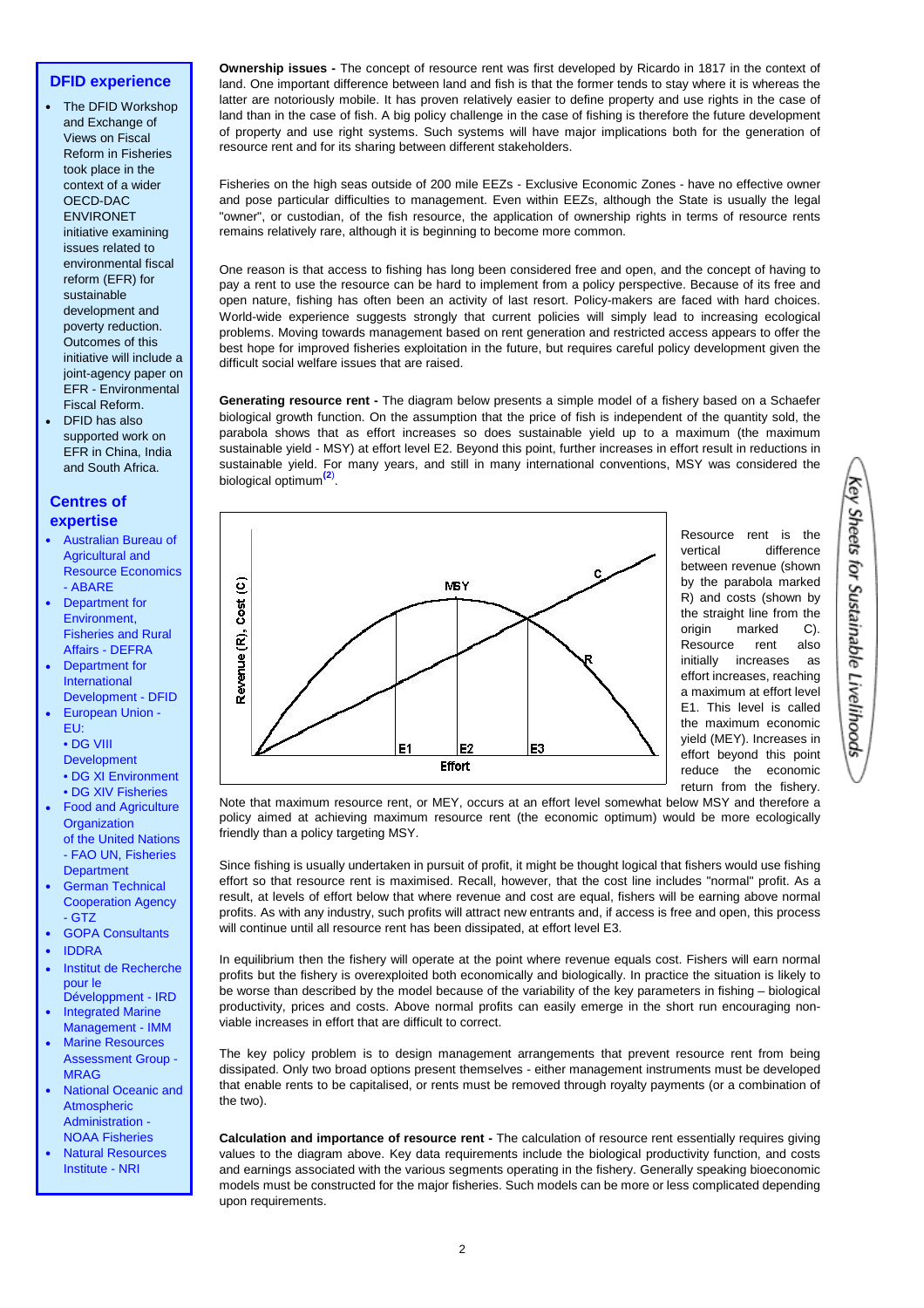## DFID experience

- The DFID Workshop and Exchange of Views on Fiscal Reform in Fisheries took place in the context of a wider OECD-DAC ENVIRONET initiative examining issues related to environmental fiscal reform (EFR) for sustainable development and poverty reduction. Outcomes of this initiative will include a joint-agency paper on EFR - Environmental Fiscal Reform.
- DFID has also supported work on EFR in China, India and South Africa.

## Centres of expertise

- Australian Bureau of Agricultural and Resource Economics - ABARE
- Department for Environment, Fisheries and Rural Affairs - DEFRA
- Department for International Development - DFID
- European Union - EU:
  - DG VIII Development
  - DG XI Environment
  - DG XIV Fisheries
- Food and Agriculture Organization of the United Nations - FAO UN, Fisheries Department
- German Technical Cooperation Agency - GTZ
- GOPA Consultants
- IDDRA
- Institut de Recherche pour le Développment - IRD
- Integrated Marine Management - IMM
- Marine Resources Assessment Group - MRAG
- National Oceanic and Atmospheric Administration - NOAA Fisheries
- Natural Resources Institute - NRI

**Ownership issues -** The concept of resource rent was first developed by Ricardo in 1817 in the context of land. One important difference between land and fish is that the former tends to stay where it is whereas the latter are notoriously mobile. It has proven relatively easier to define property and use rights in the case of land than in the case of fish. A big policy challenge in the case of fishing is therefore the future development of property and use right systems. Such systems will have major implications both for the generation of resource rent and for its sharing between different stakeholders.

Fisheries on the high seas outside of 200 mile EEZs - Exclusive Economic Zones - have no effective owner and pose particular difficulties to management. Even within EEZs, although the State is usually the legal "owner", or custodian, of the fish resource, the application of ownership rights in terms of resource rents remains relatively rare, although it is beginning to become more common.

One reason is that access to fishing has long been considered free and open, and the concept of having to pay a rent to use the resource can be hard to implement from a policy perspective. Because of its free and open nature, fishing has often been an activity of last resort. Policy-makers are faced with hard choices. World-wide experience suggests strongly that current policies will simply lead to increasing ecological problems. Moving towards management based on rent generation and restricted access appears to offer the best hope for improved fisheries exploitation in the future, but requires careful policy development given the difficult social welfare issues that are raised.

**Generating resource rent -** The diagram below presents a simple model of a fishery based on a Schaefer biological growth function. On the assumption that the price of fish is independent of the quantity sold, the parabola shows that as effort increases so does sustainable yield up to a maximum (the maximum sustainable yield - MSY) at effort level E2. Beyond this point, further increases in effort result in reductions in sustainable yield. For many years, and still in many international conventions, MSY was considered the biological optimum[2].

Resource rent is the vertical difference between revenue (shown by the parabola marked R) and costs (shown by the straight line from the origin marked C). Resource rent also initially increases as effort increases, reaching a maximum at effort level E1. This level is called the maximum economic yield (MEY). Increases in effort beyond this point reduce the economic return from the fishery.

Note that maximum resource rent, or MEY, occurs at an effort level somewhat below MSY and therefore a policy aimed at achieving maximum resource rent (the economic optimum) would be more ecologically friendly than a policy targeting MSY.

Since fishing is usually undertaken in pursuit of profit, it might be thought logical that fishers would use fishing effort so that resource rent is maximised. Recall, however, that the cost line includes "normal" profit. As a result, at levels of effort below that where revenue and cost are equal, fishers will be earning above normal profits. As with any industry, such profits will attract new entrants and, if access is free and open, this process will continue until all resource rent has been dissipated, at effort level E3.

In equilibrium then the fishery will operate at the point where revenue equals cost. Fishers will earn normal profits but the fishery is overexploited both economically and biologically. In practice the situation is likely to be worse than described by the model because of the variability of the key parameters in fishing – biological productivity, prices and costs. Above normal profits can easily emerge in the short run encouraging non-viable increases in effort that are difficult to correct.

The key policy problem is to design management arrangements that prevent resource rent from being dissipated. Only two broad options present themselves - either management instruments must be developed that enable rents to be capitalised, or rents must be removed through royalty payments (or a combination of the two).

**Calculation and importance of resource rent -** The calculation of resource rent essentially requires giving values to the diagram above. Key data requirements include the biological productivity function, and costs and earnings associated with the various segments operating in the fishery. Generally speaking bioeconomic models must be constructed for the major fisheries. Such models can be more or less complicated depending upon requirements.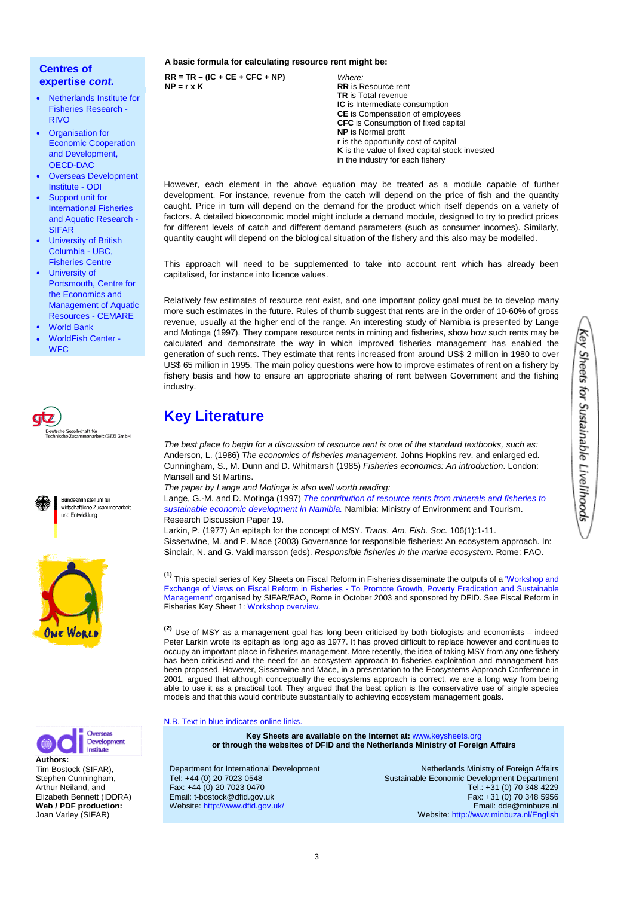## Centres of expertise *cont.*

- Netherlands Institute for Fisheries Research - RIVO
- Organisation for Economic Cooperation and Development, OECD-DAC
- Overseas Development Institute - ODI
- Support unit for International Fisheries and Aquatic Research - SIFAR
- University of British Columbia - UBC, Fisheries Centre
- University of Portsmouth, Centre for the Economics and Management of Aquatic Resources - CEMARE
- World Bank
- WorldFish Center - WFC

**A basic formula for calculating resource rent might be:**

**RR = TR – (IC + CE + CFC + NP)**
**NP = r x K**

*Where:*
**RR** is Resource rent
**TR** is Total revenue
**IC** is Intermediate consumption
**CE** is Compensation of employees
**CFC** is Consumption of fixed capital
**NP** is Normal profit
**r** is the opportunity cost of capital
**K** is the value of fixed capital stock invested in the industry for each fishery

However, each element in the above equation may be treated as a module capable of further development. For instance, revenue from the catch will depend on the price of fish and the quantity caught. Price in turn will depend on the demand for the product which itself depends on a variety of factors. A detailed bioeconomic model might include a demand module, designed to try to predict prices for different levels of catch and different demand parameters (such as consumer incomes). Similarly, quantity caught will depend on the biological situation of the fishery and this also may be modelled.

This approach will need to be supplemented to take into account rent which has already been capitalised, for instance into licence values.

Relatively few estimates of resource rent exist, and one important policy goal must be to develop many more such estimates in the future. Rules of thumb suggest that rents are in the order of 10-60% of gross revenue, usually at the higher end of the range. An interesting study of Namibia is presented by Lange and Motinga (1997). They compare resource rents in mining and fisheries, show how such rents may be calculated and demonstrate the way in which improved fisheries management has enabled the generation of such rents. They estimate that rents increased from around US$ 2 million in 1980 to over US$ 65 million in 1995. The main policy questions were how to improve estimates of rent on a fishery by fishery basis and how to ensure an appropriate sharing of rent between Government and the fishing industry.

## Key Literature

*The best place to begin for a discussion of resource rent is one of the standard textbooks, such as:*
Anderson, L. (1986) *The economics of fisheries management.* Johns Hopkins rev. and enlarged ed.
Cunningham, S., M. Dunn and D. Whitmarsh (1985) *Fisheries economics: An introduction*. London: Mansell and St Martins.
*The paper by Lange and Motinga is also well worth reading:*
Lange, G.-M. and D. Motinga (1997) *The contribution of resource rents from minerals and fisheries to sustainable economic development in Namibia.* Namibia: Ministry of Environment and Tourism. Research Discussion Paper 19.
Larkin, P. (1977) An epitaph for the concept of MSY. *Trans. Am. Fish. Soc.* 106(1):1-11.
Sissenwine, M. and P. Mace (2003) Governance for responsible fisheries: An ecosystem approach. In: Sinclair, N. and G. Valdimarsson (eds). *Responsible fisheries in the marine ecosystem*. Rome: FAO.

**(1)** This special series of Key Sheets on Fiscal Reform in Fisheries disseminate the outputs of a 'Workshop and Exchange of Views on Fiscal Reform in Fisheries - To Promote Growth, Poverty Eradication and Sustainable Management' organised by SIFAR/FAO, Rome in October 2003 and sponsored by DFID. See Fiscal Reform in Fisheries Key Sheet 1: Workshop overview.

**(2)** Use of MSY as a management goal has long been criticised by both biologists and economists – indeed Peter Larkin wrote its epitaph as long ago as 1977. It has proved difficult to replace however and continues to occupy an important place in fisheries management. More recently, the idea of taking MSY from any one fishery has been criticised and the need for an ecosystem approach to fisheries exploitation and management has been proposed. However, Sissenwine and Mace, in a presentation to the Ecosystems Approach Conference in 2001, argued that although conceptually the ecosystems approach is correct, we are a long way from being able to use it as a practical tool. They argued that the best option is the conservative use of single species models and that this would contribute substantially to achieving ecosystem management goals.

N.B. Text in blue indicates online links.

**Key Sheets are available on the Internet at:** www.keysheets.org
**or through the websites of DFID and the Netherlands Ministry of Foreign Affairs**

Department for International Development
Tel: +44 (0) 20 7023 0548
Fax: +44 (0) 20 7023 0470
Email: t-bostock@dfid.gov.uk
Website: http://www.dfid.gov.uk/

Netherlands Ministry of Foreign Affairs
Sustainable Economic Development Department
Tel.: +31 (0) 70 348 4229
Fax: +31 (0) 70 348 5956
Email: dde@minbuza.nl
Website: http://www.minbuza.nl/English

**Authors:**
Tim Bostock (SIFAR), Stephen Cunningham, Arthur Neiland, and Elizabeth Bennett (IDDRA)
**Web / PDF production:**
Joan Varley (SIFAR)

Key Sheets for Sustainable Livelihoods